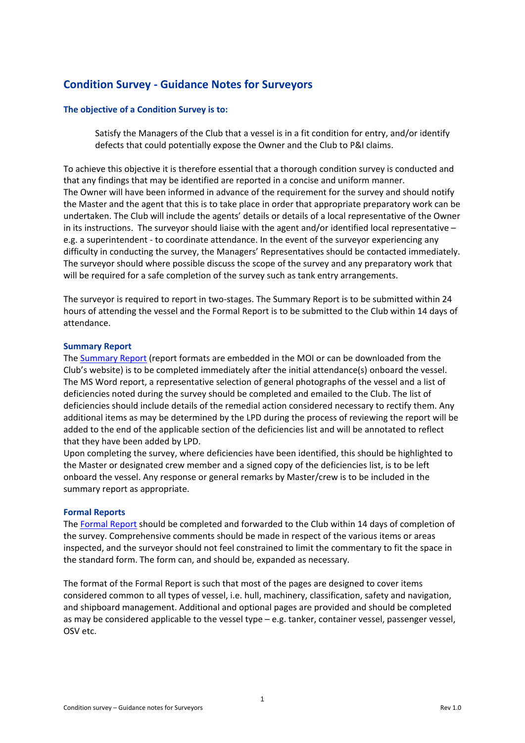# Condition Survey - Guidance Notes for Surveyors

### The objective of a Condition Survey is to:

> Satisfy the Managers of the Club that a vessel is in a fit condition for entry, and/or identify defects that could potentially expose the Owner and the Club to P&I claims.

To achieve this objective it is therefore essential that a thorough condition survey is conducted and that any findings that may be identified are reported in a concise and uniform manner. The Owner will have been informed in advance of the requirement for the survey and should notify the Master and the agent that this is to take place in order that appropriate preparatory work can be undertaken. The Club will include the agents' details or details of a local representative of the Owner in its instructions. The surveyor should liaise with the agent and/or identified local representative – e.g. a superintendent - to coordinate attendance. In the event of the surveyor experiencing any difficulty in conducting the survey, the Managers' Representatives should be contacted immediately. The surveyor should where possible discuss the scope of the survey and any preparatory work that will be required for a safe completion of the survey such as tank entry arrangements.

The surveyor is required to report in two-stages. The Summary Report is to be submitted within 24 hours of attending the vessel and the Formal Report is to be submitted to the Club within 14 days of attendance.

### Summary Report

The Summary Report (report formats are embedded in the MOI or can be downloaded from the Club's website) is to be completed immediately after the initial attendance(s) onboard the vessel. The MS Word report, a representative selection of general photographs of the vessel and a list of deficiencies noted during the survey should be completed and emailed to the Club. The list of deficiencies should include details of the remedial action considered necessary to rectify them. Any additional items as may be determined by the LPD during the process of reviewing the report will be added to the end of the applicable section of the deficiencies list and will be annotated to reflect that they have been added by LPD.

Upon completing the survey, where deficiencies have been identified, this should be highlighted to the Master or designated crew member and a signed copy of the deficiencies list, is to be left onboard the vessel. Any response or general remarks by Master/crew is to be included in the summary report as appropriate.

### Formal Reports

The Formal Report should be completed and forwarded to the Club within 14 days of completion of the survey. Comprehensive comments should be made in respect of the various items or areas inspected, and the surveyor should not feel constrained to limit the commentary to fit the space in the standard form. The form can, and should be, expanded as necessary.

The format of the Formal Report is such that most of the pages are designed to cover items considered common to all types of vessel, i.e. hull, machinery, classification, safety and navigation, and shipboard management. Additional and optional pages are provided and should be completed as may be considered applicable to the vessel type – e.g. tanker, container vessel, passenger vessel, OSV etc.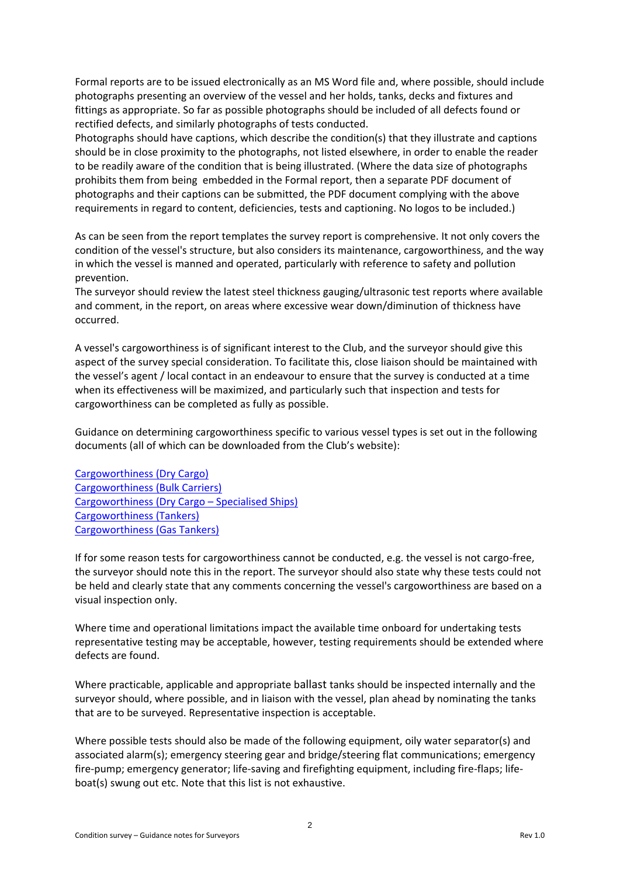Formal reports are to be issued electronically as an MS Word file and, where possible, should include photographs presenting an overview of the vessel and her holds, tanks, decks and fixtures and fittings as appropriate. So far as possible photographs should be included of all defects found or rectified defects, and similarly photographs of tests conducted.
Photographs should have captions, which describe the condition(s) that they illustrate and captions should be in close proximity to the photographs, not listed elsewhere, in order to enable the reader to be readily aware of the condition that is being illustrated. (Where the data size of photographs prohibits them from being embedded in the Formal report, then a separate PDF document of photographs and their captions can be submitted, the PDF document complying with the above requirements in regard to content, deficiencies, tests and captioning. No logos to be included.)

As can be seen from the report templates the survey report is comprehensive. It not only covers the condition of the vessel's structure, but also considers its maintenance, cargoworthiness, and the way in which the vessel is manned and operated, particularly with reference to safety and pollution prevention.
The surveyor should review the latest steel thickness gauging/ultrasonic test reports where available and comment, in the report, on areas where excessive wear down/diminution of thickness have occurred.

A vessel's cargoworthiness is of significant interest to the Club, and the surveyor should give this aspect of the survey special consideration. To facilitate this, close liaison should be maintained with the vessel's agent / local contact in an endeavour to ensure that the survey is conducted at a time when its effectiveness will be maximized, and particularly such that inspection and tests for cargoworthiness can be completed as fully as possible.

Guidance on determining cargoworthiness specific to various vessel types is set out in the following documents (all of which can be downloaded from the Club's website):

Cargoworthiness (Dry Cargo)
Cargoworthiness (Bulk Carriers)
Cargoworthiness (Dry Cargo – Specialised Ships)
Cargoworthiness (Tankers)
Cargoworthiness (Gas Tankers)

If for some reason tests for cargoworthiness cannot be conducted, e.g. the vessel is not cargo-free, the surveyor should note this in the report. The surveyor should also state why these tests could not be held and clearly state that any comments concerning the vessel's cargoworthiness are based on a visual inspection only.

Where time and operational limitations impact the available time onboard for undertaking tests representative testing may be acceptable, however, testing requirements should be extended where defects are found.

Where practicable, applicable and appropriate ballast tanks should be inspected internally and the surveyor should, where possible, and in liaison with the vessel, plan ahead by nominating the tanks that are to be surveyed. Representative inspection is acceptable.

Where possible tests should also be made of the following equipment, oily water separator(s) and associated alarm(s); emergency steering gear and bridge/steering flat communications; emergency fire-pump; emergency generator; life-saving and firefighting equipment, including fire-flaps; life-boat(s) swung out etc. Note that this list is not exhaustive.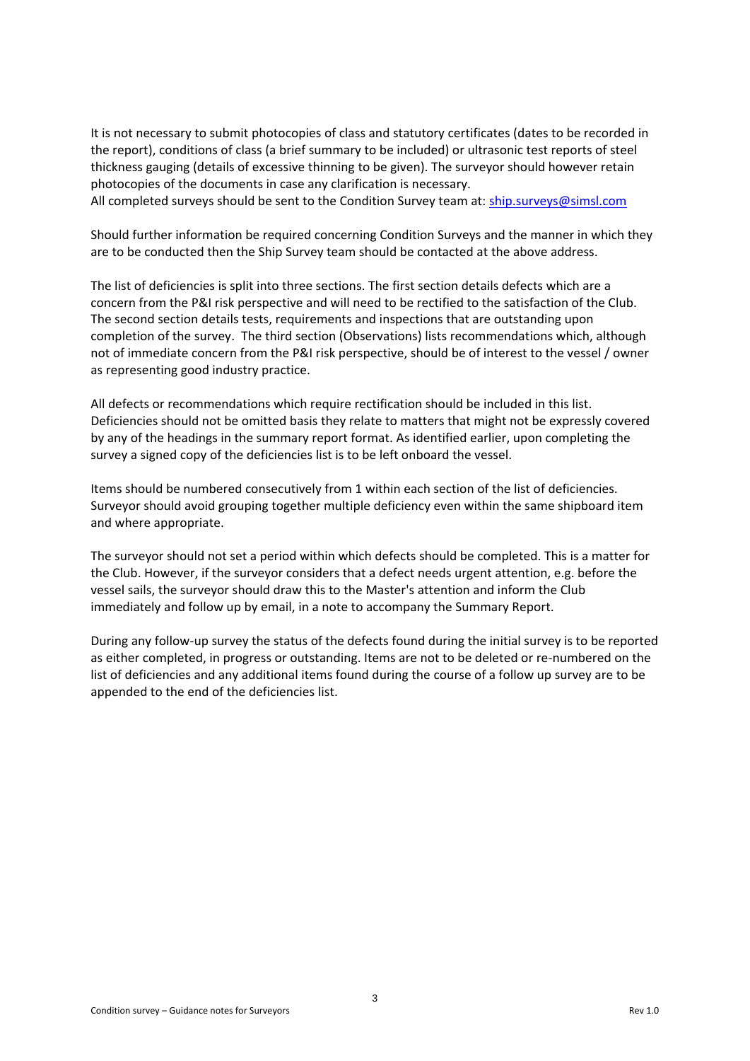It is not necessary to submit photocopies of class and statutory certificates (dates to be recorded in the report), conditions of class (a brief summary to be included) or ultrasonic test reports of steel thickness gauging (details of excessive thinning to be given). The surveyor should however retain photocopies of the documents in case any clarification is necessary.
All completed surveys should be sent to the Condition Survey team at: ship.surveys@simsl.com

Should further information be required concerning Condition Surveys and the manner in which they are to be conducted then the Ship Survey team should be contacted at the above address.

The list of deficiencies is split into three sections. The first section details defects which are a concern from the P&I risk perspective and will need to be rectified to the satisfaction of the Club. The second section details tests, requirements and inspections that are outstanding upon completion of the survey. The third section (Observations) lists recommendations which, although not of immediate concern from the P&I risk perspective, should be of interest to the vessel / owner as representing good industry practice.

All defects or recommendations which require rectification should be included in this list. Deficiencies should not be omitted basis they relate to matters that might not be expressly covered by any of the headings in the summary report format. As identified earlier, upon completing the survey a signed copy of the deficiencies list is to be left onboard the vessel.

Items should be numbered consecutively from 1 within each section of the list of deficiencies. Surveyor should avoid grouping together multiple deficiency even within the same shipboard item and where appropriate.

The surveyor should not set a period within which defects should be completed. This is a matter for the Club. However, if the surveyor considers that a defect needs urgent attention, e.g. before the vessel sails, the surveyor should draw this to the Master's attention and inform the Club immediately and follow up by email, in a note to accompany the Summary Report.

During any follow-up survey the status of the defects found during the initial survey is to be reported as either completed, in progress or outstanding. Items are not to be deleted or re-numbered on the list of deficiencies and any additional items found during the course of a follow up survey are to be appended to the end of the deficiencies list.